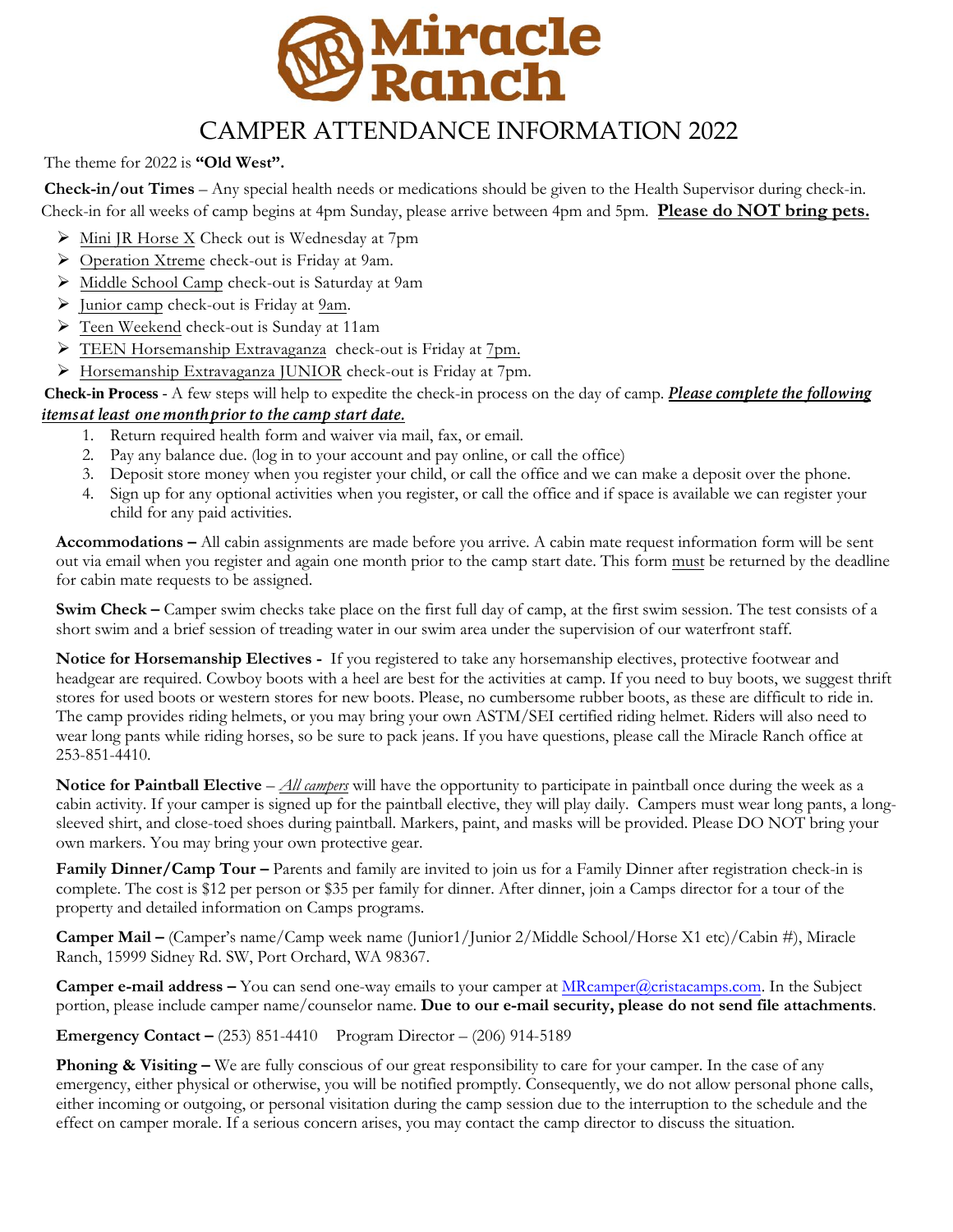# Miracle Ranch

## CAMPER ATTENDANCE INFORMATION 2022

The theme for 2022 is **"Old West".**

**Check-in/out Times** – Any special health needs or medications should be given to the Health Supervisor during check-in. Check-in for all weeks of camp begins at 4pm Sunday, please arrive between 4pm and 5pm. **Please do NOT bring pets.**

- Mini JR Horse X Check out is Wednesday at 7pm
- Operation Xtreme check-out is Friday at 9am.
- Middle School Camp check-out is Saturday at 9am
- Junior camp check-out is Friday at 9am.
- Teen Weekend check-out is Sunday at 11am
- TEEN Horsemanship Extravaganza check-out is Friday at 7pm.
- Horsemanship Extravaganza JUNIOR check-out is Friday at 7pm.

**Check-in Process** - A few steps will help to expedite the check-in process on the day of camp. ***Please complete the following items at least one month prior to the camp start date.***

1. Return required health form and waiver via mail, fax, or email.
2. Pay any balance due. (log in to your account and pay online, or call the office)
3. Deposit store money when you register your child, or call the office and we can make a deposit over the phone.
4. Sign up for any optional activities when you register, or call the office and if space is available we can register your child for any paid activities.

**Accommodations –** All cabin assignments are made before you arrive. A cabin mate request information form will be sent out via email when you register and again one month prior to the camp start date. This form must be returned by the deadline for cabin mate requests to be assigned.

**Swim Check –** Camper swim checks take place on the first full day of camp, at the first swim session. The test consists of a short swim and a brief session of treading water in our swim area under the supervision of our waterfront staff.

**Notice for Horsemanship Electives -** If you registered to take any horsemanship electives, protective footwear and headgear are required. Cowboy boots with a heel are best for the activities at camp. If you need to buy boots, we suggest thrift stores for used boots or western stores for new boots. Please, no cumbersome rubber boots, as these are difficult to ride in. The camp provides riding helmets, or you may bring your own ASTM/SEI certified riding helmet. Riders will also need to wear long pants while riding horses, so be sure to pack jeans. If you have questions, please call the Miracle Ranch office at 253-851-4410.

**Notice for Paintball Elective** – *All campers* will have the opportunity to participate in paintball once during the week as a cabin activity. If your camper is signed up for the paintball elective, they will play daily. Campers must wear long pants, a long-sleeved shirt, and close-toed shoes during paintball. Markers, paint, and masks will be provided. Please DO NOT bring your own markers. You may bring your own protective gear.

**Family Dinner/Camp Tour –** Parents and family are invited to join us for a Family Dinner after registration check-in is complete. The cost is $12 per person or $35 per family for dinner. After dinner, join a Camps director for a tour of the property and detailed information on Camps programs.

**Camper Mail –** (Camper's name/Camp week name (Junior1/Junior 2/Middle School/Horse X1 etc)/Cabin #), Miracle Ranch, 15999 Sidney Rd. SW, Port Orchard, WA 98367.

**Camper e-mail address –** You can send one-way emails to your camper at MRcamper@cristacamps.com. In the Subject portion, please include camper name/counselor name. **Due to our e-mail security, please do not send file attachments**.

**Emergency Contact –** (253) 851-4410 Program Director – (206) 914-5189

**Phoning & Visiting –** We are fully conscious of our great responsibility to care for your camper. In the case of any emergency, either physical or otherwise, you will be notified promptly. Consequently, we do not allow personal phone calls, either incoming or outgoing, or personal visitation during the camp session due to the interruption to the schedule and the effect on camper morale. If a serious concern arises, you may contact the camp director to discuss the situation.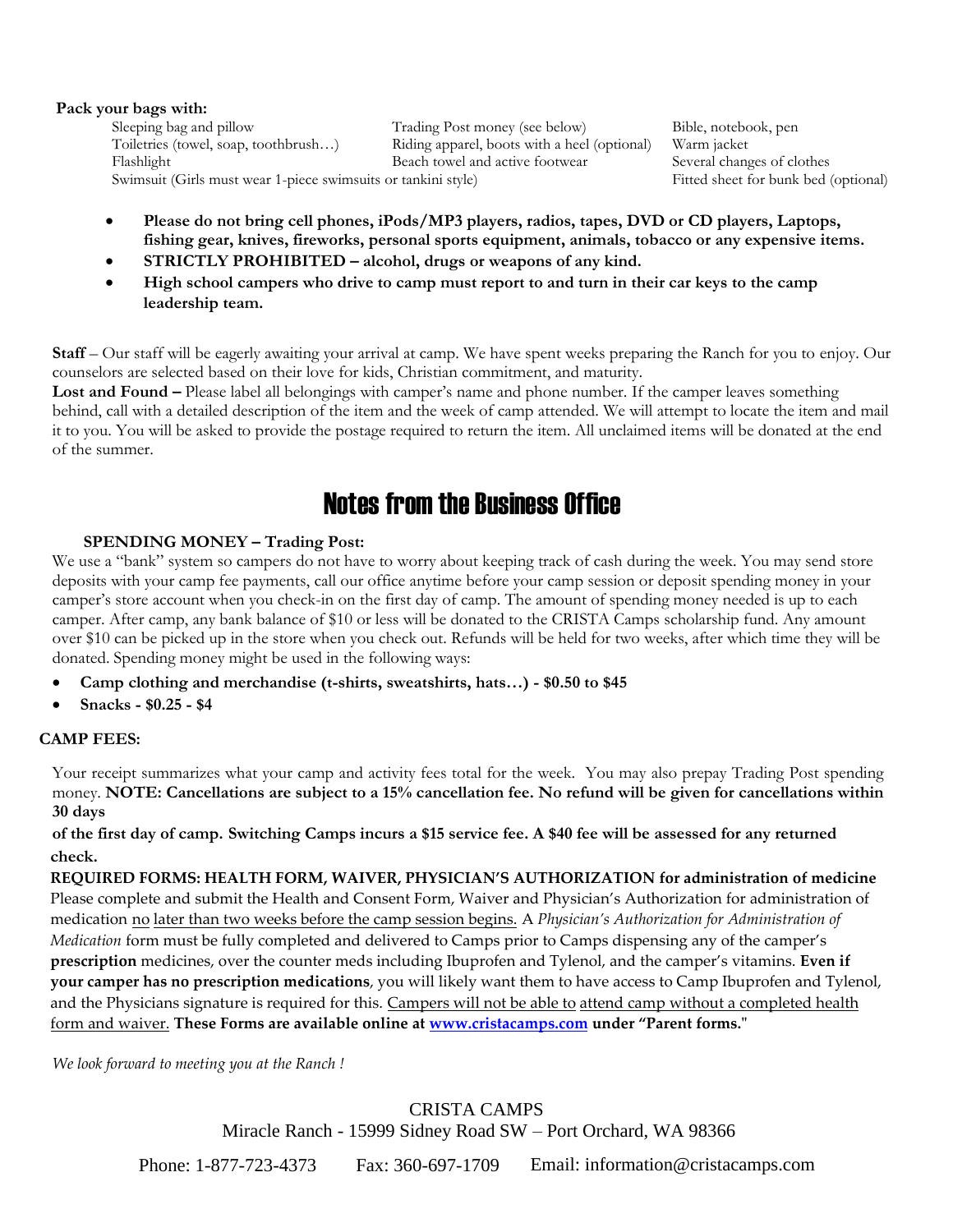**Pack your bags with:**

- Sleeping bag and pillow
- Toiletries (towel, soap, toothbrush…)
- Flashlight
- Swimsuit (Girls must wear 1-piece swimsuits or tankini style)
- Trading Post money (see below)
- Riding apparel, boots with a heel (optional)
- Beach towel and active footwear
- Bible, notebook, pen
- Warm jacket
- Several changes of clothes
- Fitted sheet for bunk bed (optional)

- **Please do not bring cell phones, iPods/MP3 players, radios, tapes, DVD or CD players, Laptops, fishing gear, knives, fireworks, personal sports equipment, animals, tobacco or any expensive items.**
- **STRICTLY PROHIBITED – alcohol, drugs or weapons of any kind.**
- **High school campers who drive to camp must report to and turn in their car keys to the camp leadership team.**

**Staff** – Our staff will be eagerly awaiting your arrival at camp. We have spent weeks preparing the Ranch for you to enjoy. Our counselors are selected based on their love for kids, Christian commitment, and maturity.

**Lost and Found –** Please label all belongings with camper's name and phone number. If the camper leaves something behind, call with a detailed description of the item and the week of camp attended. We will attempt to locate the item and mail it to you. You will be asked to provide the postage required to return the item. All unclaimed items will be donated at the end of the summer.

# Notes from the Business Office

**SPENDING MONEY – Trading Post:**

We use a "bank" system so campers do not have to worry about keeping track of cash during the week. You may send store deposits with your camp fee payments, call our office anytime before your camp session or deposit spending money in your camper's store account when you check-in on the first day of camp. The amount of spending money needed is up to each camper. After camp, any bank balance of $10 or less will be donated to the CRISTA Camps scholarship fund. Any amount over $10 can be picked up in the store when you check out. Refunds will be held for two weeks, after which time they will be donated. Spending money might be used in the following ways:

- **Camp clothing and merchandise (t-shirts, sweatshirts, hats…) - $0.50 to $45**
- **Snacks - $0.25 - $4**

**CAMP FEES:**

Your receipt summarizes what your camp and activity fees total for the week. You may also prepay Trading Post spending money. **NOTE: Cancellations are subject to a 15% cancellation fee. No refund will be given for cancellations within 30 days of the first day of camp. Switching Camps incurs a $15 service fee. A $40 fee will be assessed for any returned check.**

**REQUIRED FORMS: HEALTH FORM, WAIVER, PHYSICIAN'S AUTHORIZATION for administration of medicine**
Please complete and submit the Health and Consent Form, Waiver and Physician's Authorization for administration of medication no later than two weeks before the camp session begins. A *Physician's Authorization for Administration of Medication* form must be fully completed and delivered to Camps prior to Camps dispensing any of the camper's **prescription** medicines, over the counter meds including Ibuprofen and Tylenol, and the camper's vitamins. **Even if your camper has no prescription medications**, you will likely want them to have access to Camp Ibuprofen and Tylenol, and the Physicians signature is required for this. Campers will not be able to attend camp without a completed health form and waiver. **These Forms are available online at www.cristacamps.com under "Parent forms."**

*We look forward to meeting you at the Ranch !*

CRISTA CAMPS
Miracle Ranch - 15999 Sidney Road SW – Port Orchard, WA 98366

Phone: 1-877-723-4373 Fax: 360-697-1709 Email: information@cristacamps.com